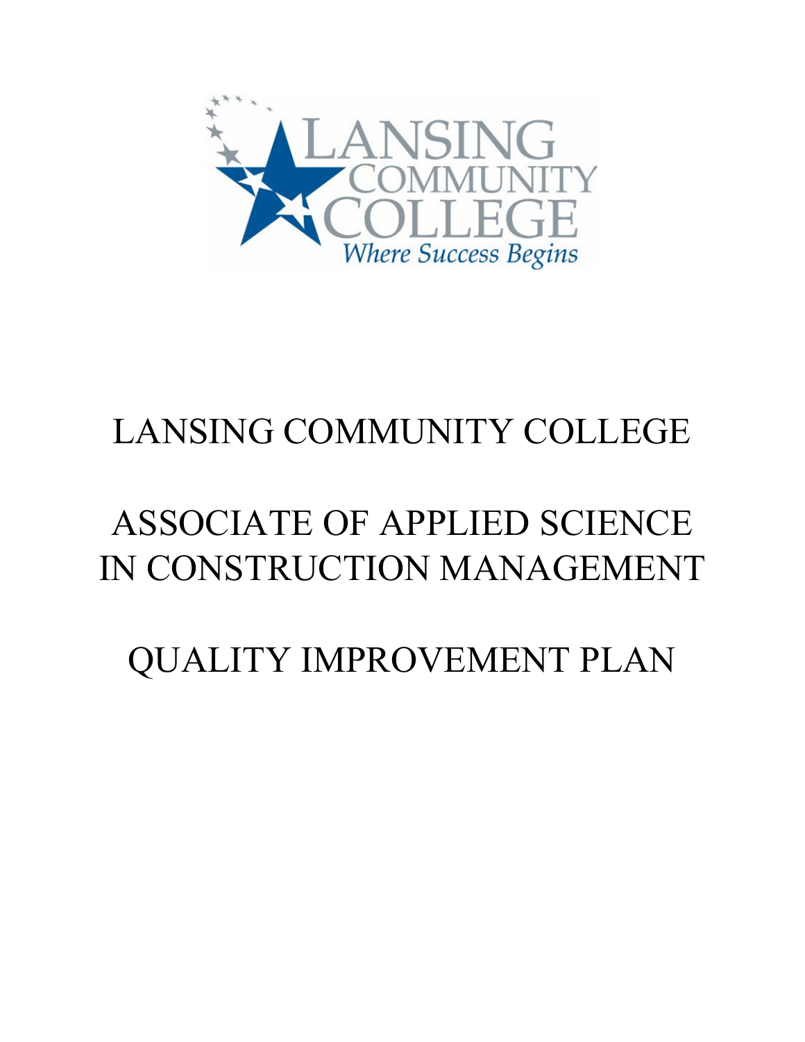# LANSING COMMUNITY COLLEGE

# ASSOCIATE OF APPLIED SCIENCE IN CONSTRUCTION MANAGEMENT

# QUALITY IMPROVEMENT PLAN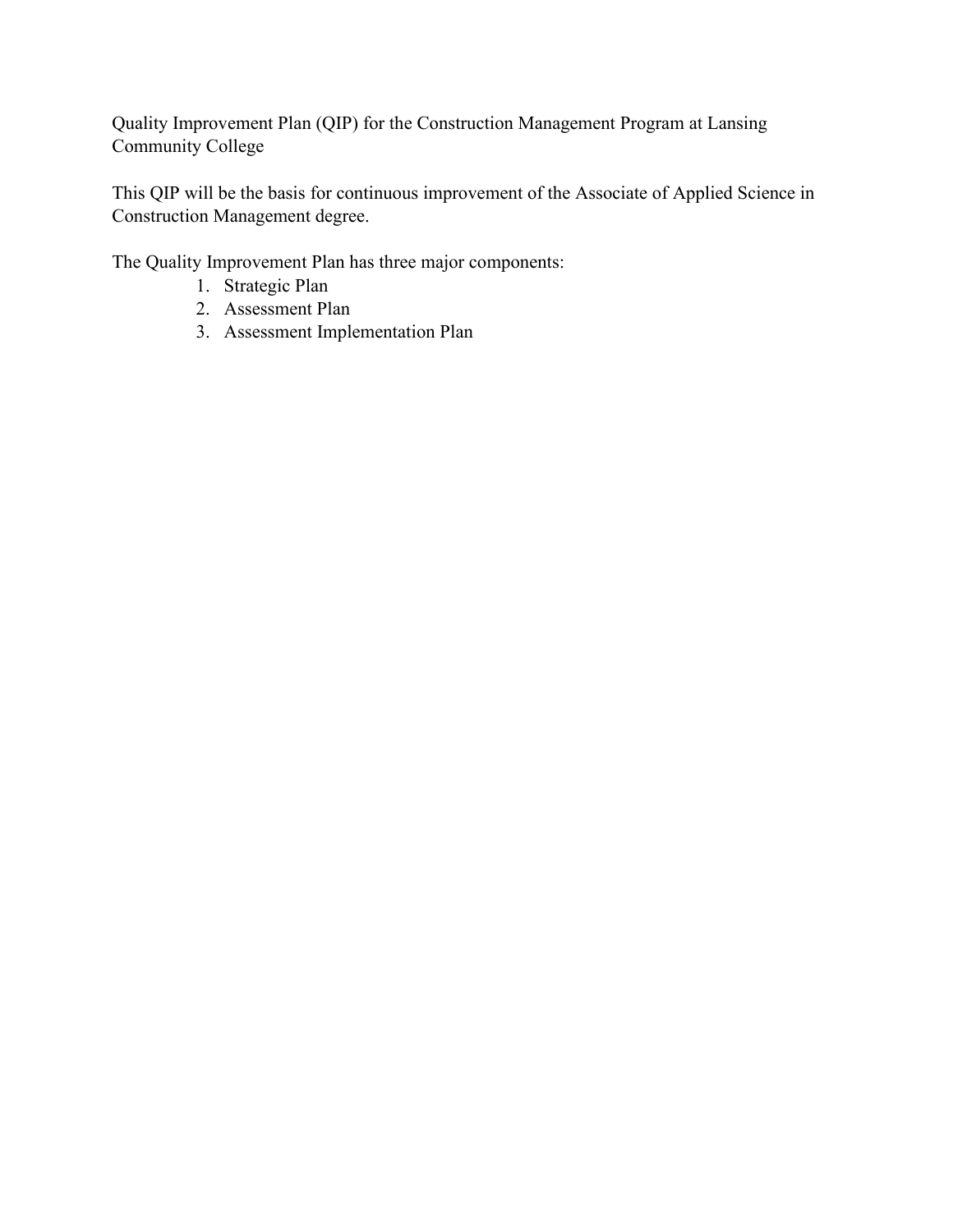Quality Improvement Plan (QIP) for the Construction Management Program at Lansing Community College

This QIP will be the basis for continuous improvement of the Associate of Applied Science in Construction Management degree.

The Quality Improvement Plan has three major components:

1. Strategic Plan
2. Assessment Plan
3. Assessment Implementation Plan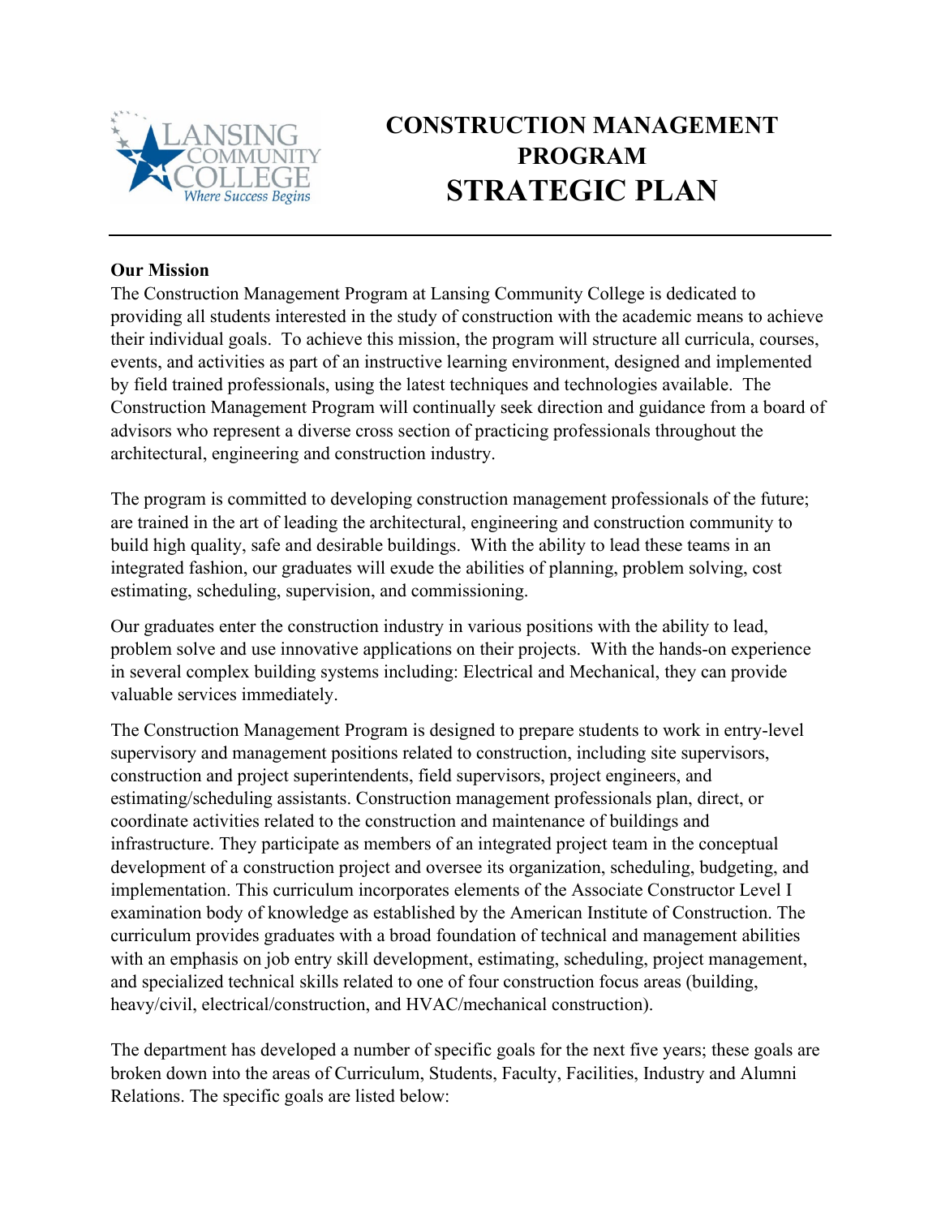# CONSTRUCTION MANAGEMENT PROGRAM STRATEGIC PLAN

**Our Mission**

The Construction Management Program at Lansing Community College is dedicated to providing all students interested in the study of construction with the academic means to achieve their individual goals. To achieve this mission, the program will structure all curricula, courses, events, and activities as part of an instructive learning environment, designed and implemented by field trained professionals, using the latest techniques and technologies available. The Construction Management Program will continually seek direction and guidance from a board of advisors who represent a diverse cross section of practicing professionals throughout the architectural, engineering and construction industry.

The program is committed to developing construction management professionals of the future; are trained in the art of leading the architectural, engineering and construction community to build high quality, safe and desirable buildings. With the ability to lead these teams in an integrated fashion, our graduates will exude the abilities of planning, problem solving, cost estimating, scheduling, supervision, and commissioning.

Our graduates enter the construction industry in various positions with the ability to lead, problem solve and use innovative applications on their projects. With the hands-on experience in several complex building systems including: Electrical and Mechanical, they can provide valuable services immediately.

The Construction Management Program is designed to prepare students to work in entry-level supervisory and management positions related to construction, including site supervisors, construction and project superintendents, field supervisors, project engineers, and estimating/scheduling assistants. Construction management professionals plan, direct, or coordinate activities related to the construction and maintenance of buildings and infrastructure. They participate as members of an integrated project team in the conceptual development of a construction project and oversee its organization, scheduling, budgeting, and implementation. This curriculum incorporates elements of the Associate Constructor Level I examination body of knowledge as established by the American Institute of Construction. The curriculum provides graduates with a broad foundation of technical and management abilities with an emphasis on job entry skill development, estimating, scheduling, project management, and specialized technical skills related to one of four construction focus areas (building, heavy/civil, electrical/construction, and HVAC/mechanical construction).

The department has developed a number of specific goals for the next five years; these goals are broken down into the areas of Curriculum, Students, Faculty, Facilities, Industry and Alumni Relations. The specific goals are listed below: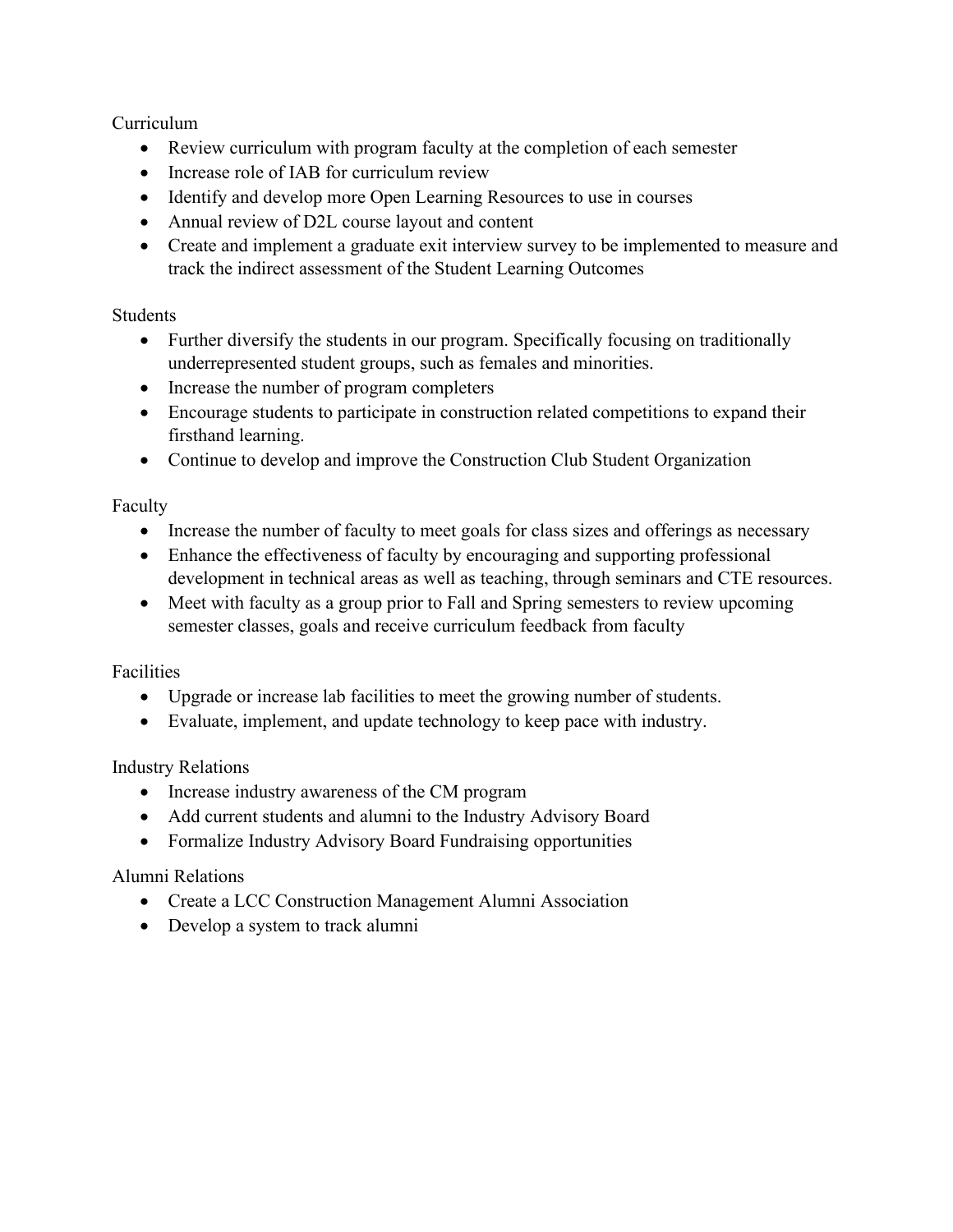Curriculum

- Review curriculum with program faculty at the completion of each semester
- Increase role of IAB for curriculum review
- Identify and develop more Open Learning Resources to use in courses
- Annual review of D2L course layout and content
- Create and implement a graduate exit interview survey to be implemented to measure and track the indirect assessment of the Student Learning Outcomes

Students

- Further diversify the students in our program. Specifically focusing on traditionally underrepresented student groups, such as females and minorities.
- Increase the number of program completers
- Encourage students to participate in construction related competitions to expand their firsthand learning.
- Continue to develop and improve the Construction Club Student Organization

Faculty

- Increase the number of faculty to meet goals for class sizes and offerings as necessary
- Enhance the effectiveness of faculty by encouraging and supporting professional development in technical areas as well as teaching, through seminars and CTE resources.
- Meet with faculty as a group prior to Fall and Spring semesters to review upcoming semester classes, goals and receive curriculum feedback from faculty

Facilities

- Upgrade or increase lab facilities to meet the growing number of students.
- Evaluate, implement, and update technology to keep pace with industry.

Industry Relations

- Increase industry awareness of the CM program
- Add current students and alumni to the Industry Advisory Board
- Formalize Industry Advisory Board Fundraising opportunities

Alumni Relations

- Create a LCC Construction Management Alumni Association
- Develop a system to track alumni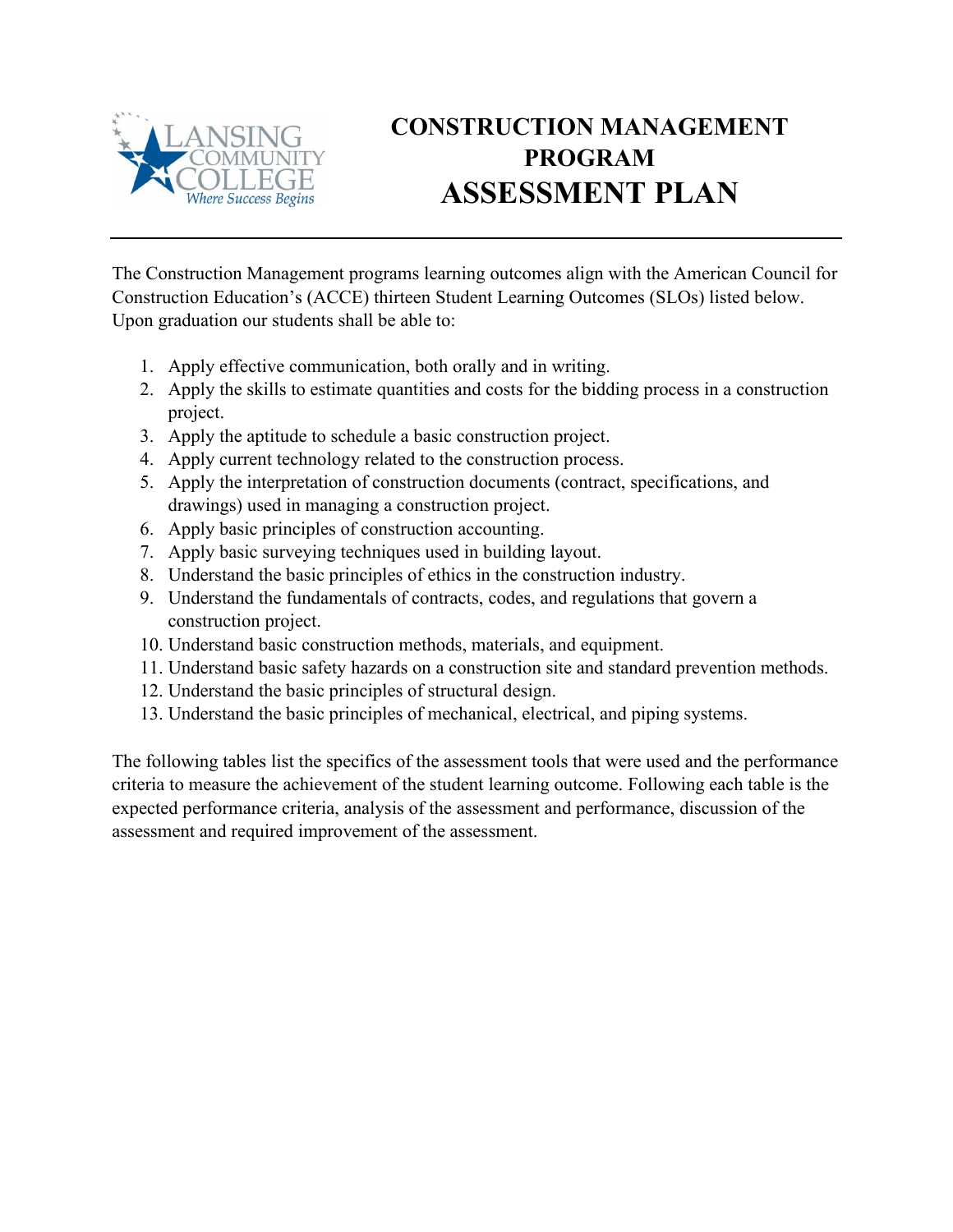# CONSTRUCTION MANAGEMENT PROGRAM

# ASSESSMENT PLAN

The Construction Management programs learning outcomes align with the American Council for Construction Education's (ACCE) thirteen Student Learning Outcomes (SLOs) listed below. Upon graduation our students shall be able to:

1. Apply effective communication, both orally and in writing.
2. Apply the skills to estimate quantities and costs for the bidding process in a construction project.
3. Apply the aptitude to schedule a basic construction project.
4. Apply current technology related to the construction process.
5. Apply the interpretation of construction documents (contract, specifications, and drawings) used in managing a construction project.
6. Apply basic principles of construction accounting.
7. Apply basic surveying techniques used in building layout.
8. Understand the basic principles of ethics in the construction industry.
9. Understand the fundamentals of contracts, codes, and regulations that govern a construction project.
10. Understand basic construction methods, materials, and equipment.
11. Understand basic safety hazards on a construction site and standard prevention methods.
12. Understand the basic principles of structural design.
13. Understand the basic principles of mechanical, electrical, and piping systems.

The following tables list the specifics of the assessment tools that were used and the performance criteria to measure the achievement of the student learning outcome. Following each table is the expected performance criteria, analysis of the assessment and performance, discussion of the assessment and required improvement of the assessment.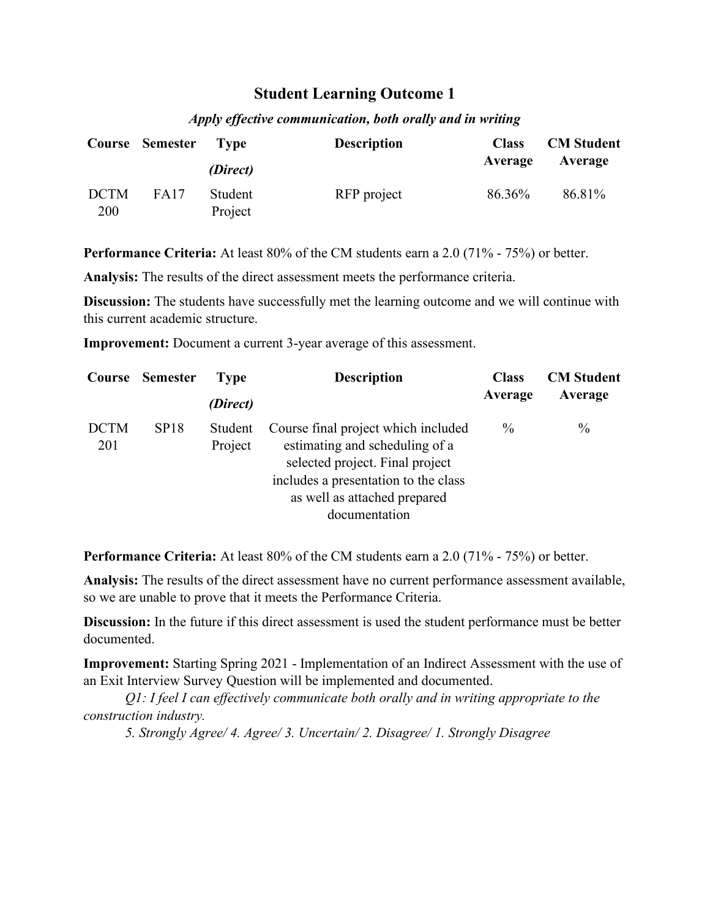## Student Learning Outcome 1

***Apply effective communication, both orally and in writing***

| Course | Semester | Type *(Direct)* | Description | Class Average | CM Student Average |
|---|---|---|---|---|---|
| DCTM 200 | FA17 | Student Project | RFP project | 86.36% | 86.81% |

**Performance Criteria:** At least 80% of the CM students earn a 2.0 (71% - 75%) or better.

**Analysis:** The results of the direct assessment meets the performance criteria.

**Discussion:** The students have successfully met the learning outcome and we will continue with this current academic structure.

**Improvement:** Document a current 3-year average of this assessment.

| Course | Semester | Type *(Direct)* | Description | Class Average | CM Student Average |
|---|---|---|---|---|---|
| DCTM 201 | SP18 | Student Project | Course final project which included estimating and scheduling of a selected project. Final project includes a presentation to the class as well as attached prepared documentation | % | % |

**Performance Criteria:** At least 80% of the CM students earn a 2.0 (71% - 75%) or better.

**Analysis:** The results of the direct assessment have no current performance assessment available, so we are unable to prove that it meets the Performance Criteria.

**Discussion:** In the future if this direct assessment is used the student performance must be better documented.

**Improvement:** Starting Spring 2021 - Implementation of an Indirect Assessment with the use of an Exit Interview Survey Question will be implemented and documented.

*Q1: I feel I can effectively communicate both orally and in writing appropriate to the construction industry.*

*5. Strongly Agree/ 4. Agree/ 3. Uncertain/ 2. Disagree/ 1. Strongly Disagree*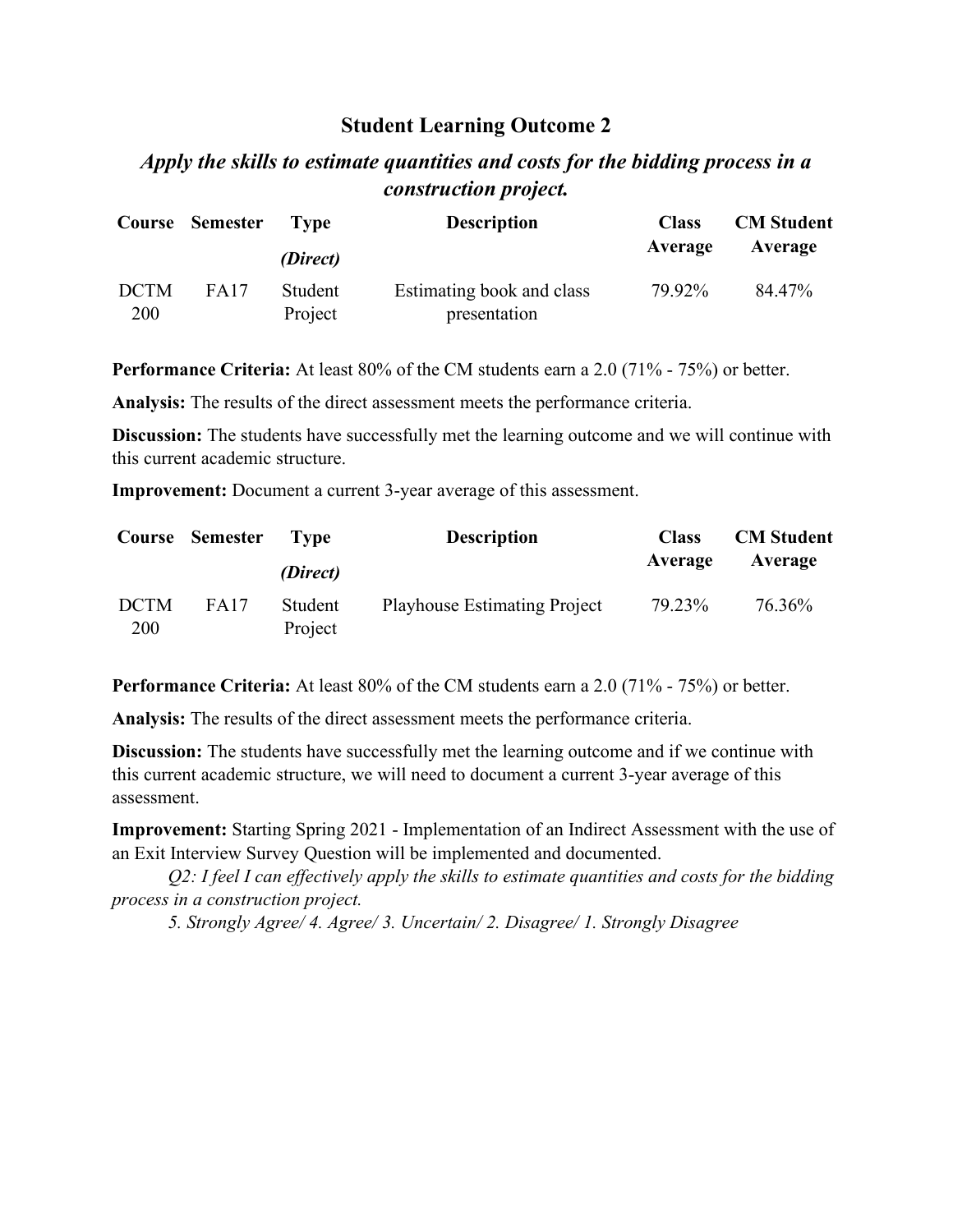## Student Learning Outcome 2

### *Apply the skills to estimate quantities and costs for the bidding process in a construction project.*

| Course | Semester | Type *(Direct)* | Description | Class Average | CM Student Average |
|---|---|---|---|---|---|
| DCTM 200 | FA17 | Student Project | Estimating book and class presentation | 79.92% | 84.47% |

**Performance Criteria:** At least 80% of the CM students earn a 2.0 (71% - 75%) or better.

**Analysis:** The results of the direct assessment meets the performance criteria.

**Discussion:** The students have successfully met the learning outcome and we will continue with this current academic structure.

**Improvement:** Document a current 3-year average of this assessment.

| Course | Semester | Type *(Direct)* | Description | Class Average | CM Student Average |
|---|---|---|---|---|---|
| DCTM 200 | FA17 | Student Project | Playhouse Estimating Project | 79.23% | 76.36% |

**Performance Criteria:** At least 80% of the CM students earn a 2.0 (71% - 75%) or better.

**Analysis:** The results of the direct assessment meets the performance criteria.

**Discussion:** The students have successfully met the learning outcome and if we continue with this current academic structure, we will need to document a current 3-year average of this assessment.

**Improvement:** Starting Spring 2021 - Implementation of an Indirect Assessment with the use of an Exit Interview Survey Question will be implemented and documented.

*Q2: I feel I can effectively apply the skills to estimate quantities and costs for the bidding process in a construction project.*

*5. Strongly Agree/ 4. Agree/ 3. Uncertain/ 2. Disagree/ 1. Strongly Disagree*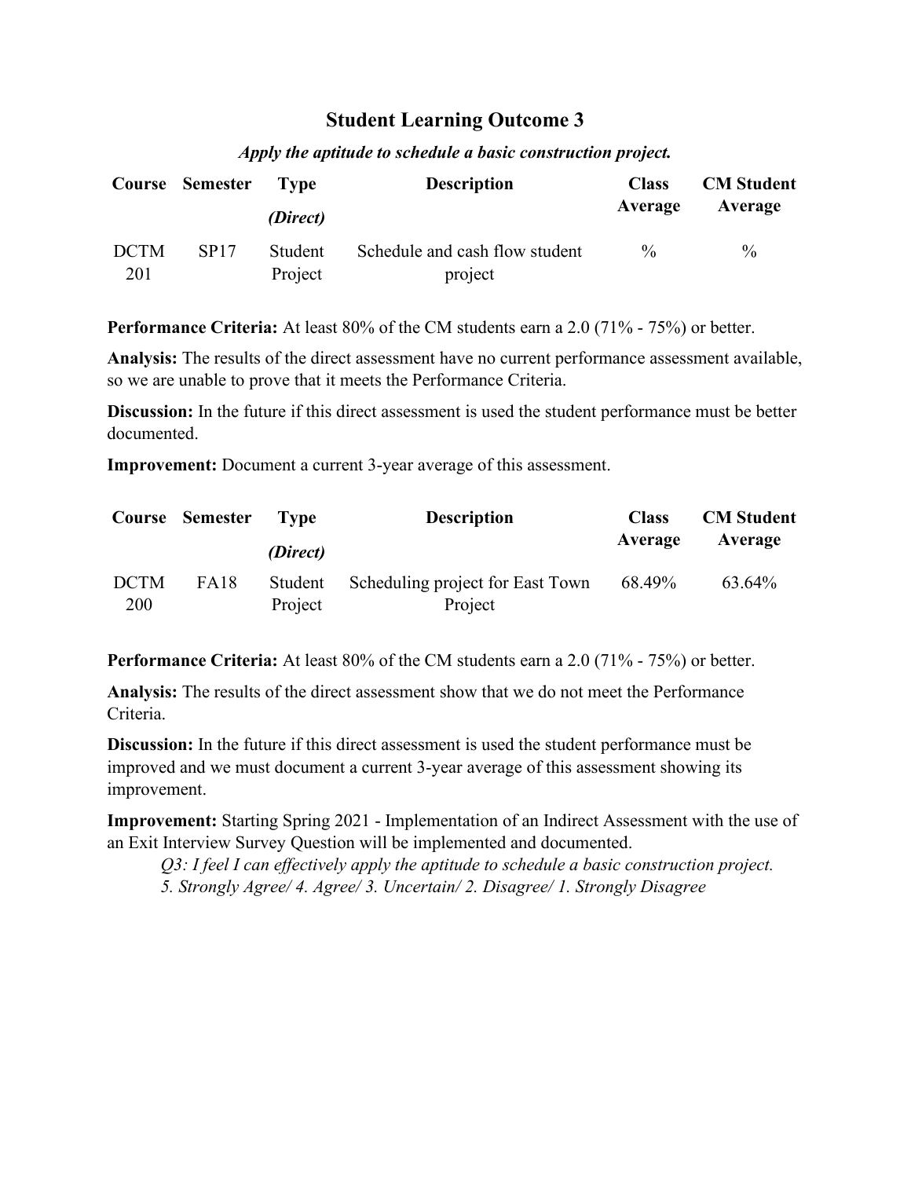## Student Learning Outcome 3

***Apply the aptitude to schedule a basic construction project.***

| Course | Semester | Type *(Direct)* | Description | Class Average | CM Student Average |
|---|---|---|---|---|---|
| DCTM 201 | SP17 | Student Project | Schedule and cash flow student project | % | % |

**Performance Criteria:** At least 80% of the CM students earn a 2.0 (71% - 75%) or better.

**Analysis:** The results of the direct assessment have no current performance assessment available, so we are unable to prove that it meets the Performance Criteria.

**Discussion:** In the future if this direct assessment is used the student performance must be better documented.

**Improvement:** Document a current 3-year average of this assessment.

| Course | Semester | Type *(Direct)* | Description | Class Average | CM Student Average |
|---|---|---|---|---|---|
| DCTM 200 | FA18 | Student Project | Scheduling project for East Town Project | 68.49% | 63.64% |

**Performance Criteria:** At least 80% of the CM students earn a 2.0 (71% - 75%) or better.

**Analysis:** The results of the direct assessment show that we do not meet the Performance Criteria.

**Discussion:** In the future if this direct assessment is used the student performance must be improved and we must document a current 3-year average of this assessment showing its improvement.

**Improvement:** Starting Spring 2021 - Implementation of an Indirect Assessment with the use of an Exit Interview Survey Question will be implemented and documented.

*Q3: I feel I can effectively apply the aptitude to schedule a basic construction project.*
*5. Strongly Agree/ 4. Agree/ 3. Uncertain/ 2. Disagree/ 1. Strongly Disagree*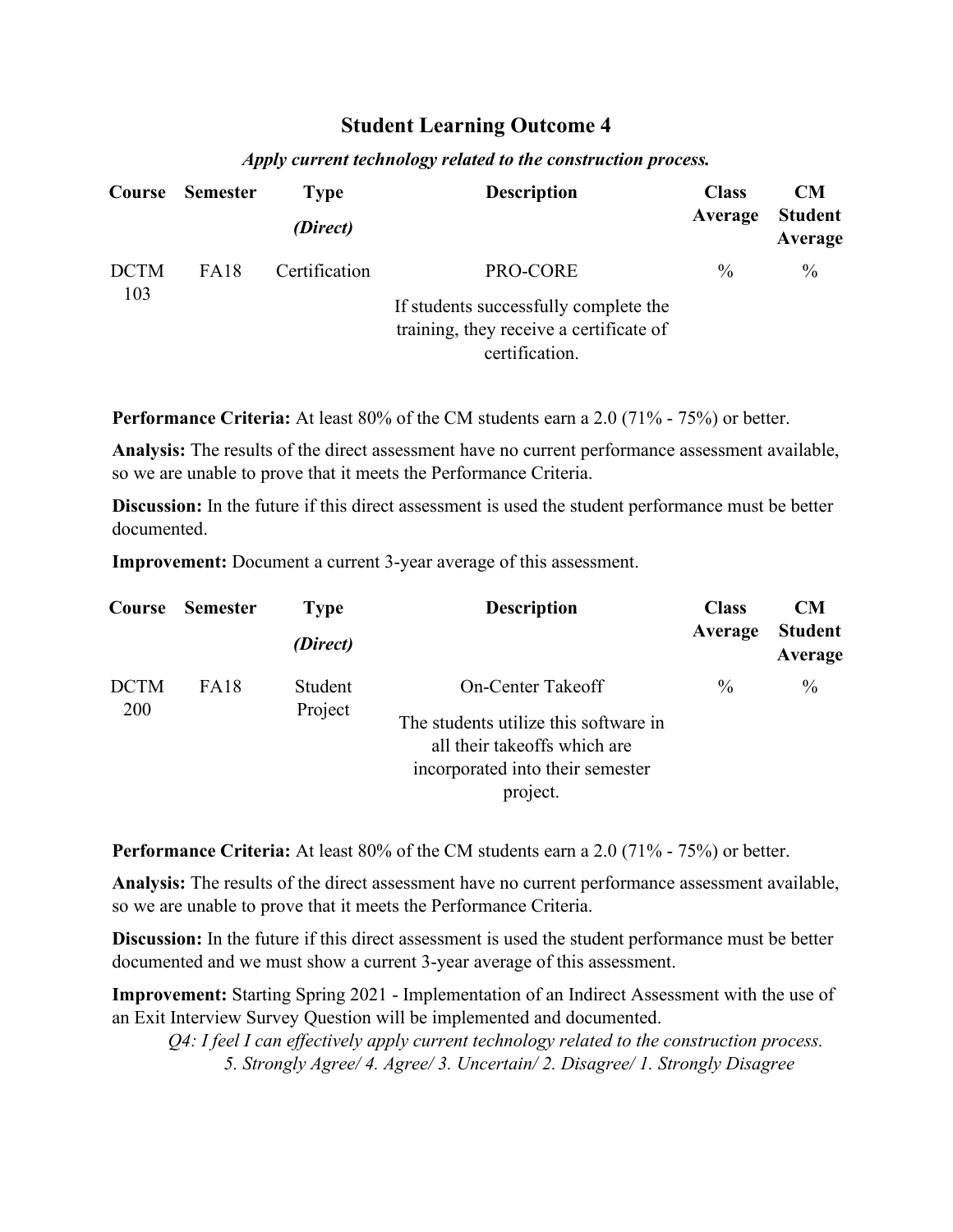## Student Learning Outcome 4

***Apply current technology related to the construction process.***

| Course | Semester | Type *(Direct)* | Description | Class Average | CM Student Average |
|---|---|---|---|---|---|
| DCTM 103 | FA18 | Certification | PRO-CORE<br>If students successfully complete the training, they receive a certificate of certification. | % | % |

**Performance Criteria:** At least 80% of the CM students earn a 2.0 (71% - 75%) or better.

**Analysis:** The results of the direct assessment have no current performance assessment available, so we are unable to prove that it meets the Performance Criteria.

**Discussion:** In the future if this direct assessment is used the student performance must be better documented.

**Improvement:** Document a current 3-year average of this assessment.

| Course | Semester | Type *(Direct)* | Description | Class Average | CM Student Average |
|---|---|---|---|---|---|
| DCTM 200 | FA18 | Student Project | On-Center Takeoff<br>The students utilize this software in all their takeoffs which are incorporated into their semester project. | % | % |

**Performance Criteria:** At least 80% of the CM students earn a 2.0 (71% - 75%) or better.

**Analysis:** The results of the direct assessment have no current performance assessment available, so we are unable to prove that it meets the Performance Criteria.

**Discussion:** In the future if this direct assessment is used the student performance must be better documented and we must show a current 3-year average of this assessment.

**Improvement:** Starting Spring 2021 - Implementation of an Indirect Assessment with the use of an Exit Interview Survey Question will be implemented and documented.

*Q4: I feel I can effectively apply current technology related to the construction process.*

*5. Strongly Agree/ 4. Agree/ 3. Uncertain/ 2. Disagree/ 1. Strongly Disagree*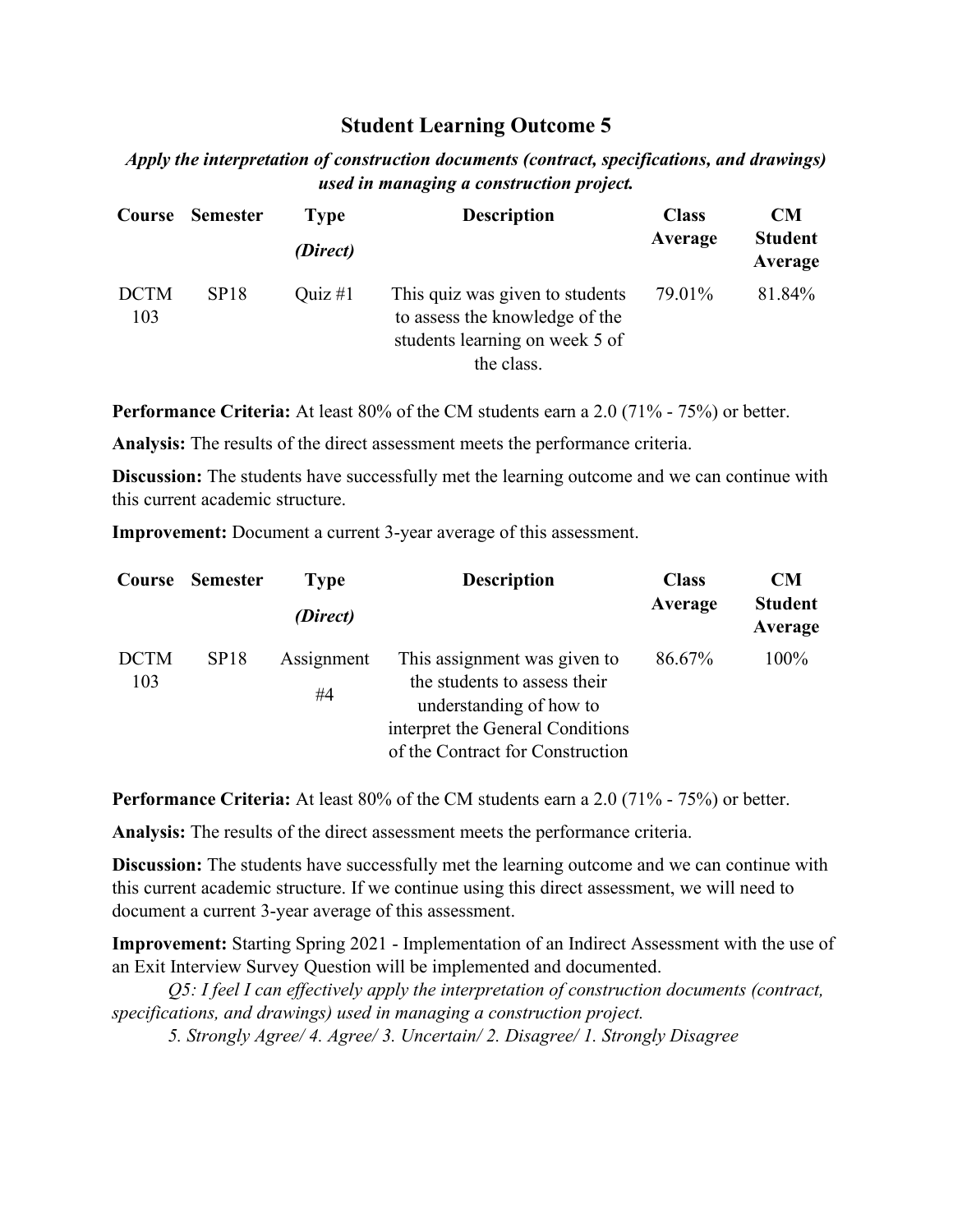## Student Learning Outcome 5

***Apply the interpretation of construction documents (contract, specifications, and drawings) used in managing a construction project.***

| Course | Semester | Type *(Direct)* | Description | Class Average | CM Student Average |
|---|---|---|---|---|---|
| DCTM 103 | SP18 | Quiz #1 | This quiz was given to students to assess the knowledge of the students learning on week 5 of the class. | 79.01% | 81.84% |

**Performance Criteria:** At least 80% of the CM students earn a 2.0 (71% - 75%) or better.

**Analysis:** The results of the direct assessment meets the performance criteria.

**Discussion:** The students have successfully met the learning outcome and we can continue with this current academic structure.

**Improvement:** Document a current 3-year average of this assessment.

| Course | Semester | Type *(Direct)* | Description | Class Average | CM Student Average |
|---|---|---|---|---|---|
| DCTM 103 | SP18 | Assignment #4 | This assignment was given to the students to assess their understanding of how to interpret the General Conditions of the Contract for Construction | 86.67% | 100% |

**Performance Criteria:** At least 80% of the CM students earn a 2.0 (71% - 75%) or better.

**Analysis:** The results of the direct assessment meets the performance criteria.

**Discussion:** The students have successfully met the learning outcome and we can continue with this current academic structure. If we continue using this direct assessment, we will need to document a current 3-year average of this assessment.

**Improvement:** Starting Spring 2021 - Implementation of an Indirect Assessment with the use of an Exit Interview Survey Question will be implemented and documented.

*Q5: I feel I can effectively apply the interpretation of construction documents (contract, specifications, and drawings) used in managing a construction project.*

*5. Strongly Agree/ 4. Agree/ 3. Uncertain/ 2. Disagree/ 1. Strongly Disagree*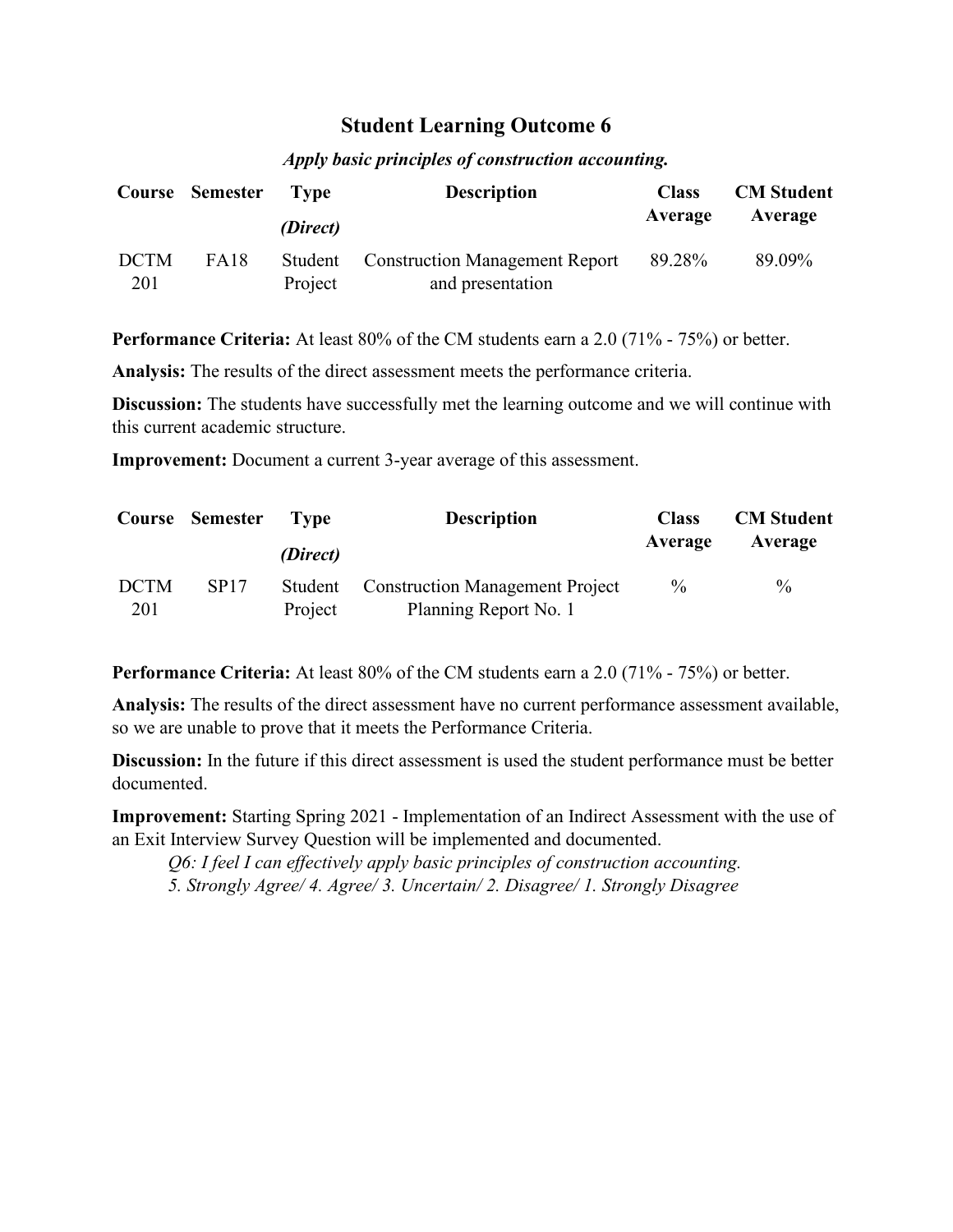## Student Learning Outcome 6

***Apply basic principles of construction accounting.***

| Course | Semester | Type *(Direct)* | Description | Class Average | CM Student Average |
|---|---|---|---|---|---|
| DCTM 201 | FA18 | Student Project | Construction Management Report and presentation | 89.28% | 89.09% |

**Performance Criteria:** At least 80% of the CM students earn a 2.0 (71% - 75%) or better.

**Analysis:** The results of the direct assessment meets the performance criteria.

**Discussion:** The students have successfully met the learning outcome and we will continue with this current academic structure.

**Improvement:** Document a current 3-year average of this assessment.

| Course | Semester | Type *(Direct)* | Description | Class Average | CM Student Average |
|---|---|---|---|---|---|
| DCTM 201 | SP17 | Student Project | Construction Management Project Planning Report No. 1 | % | % |

**Performance Criteria:** At least 80% of the CM students earn a 2.0 (71% - 75%) or better.

**Analysis:** The results of the direct assessment have no current performance assessment available, so we are unable to prove that it meets the Performance Criteria.

**Discussion:** In the future if this direct assessment is used the student performance must be better documented.

**Improvement:** Starting Spring 2021 - Implementation of an Indirect Assessment with the use of an Exit Interview Survey Question will be implemented and documented.

*Q6: I feel I can effectively apply basic principles of construction accounting.*
*5. Strongly Agree/ 4. Agree/ 3. Uncertain/ 2. Disagree/ 1. Strongly Disagree*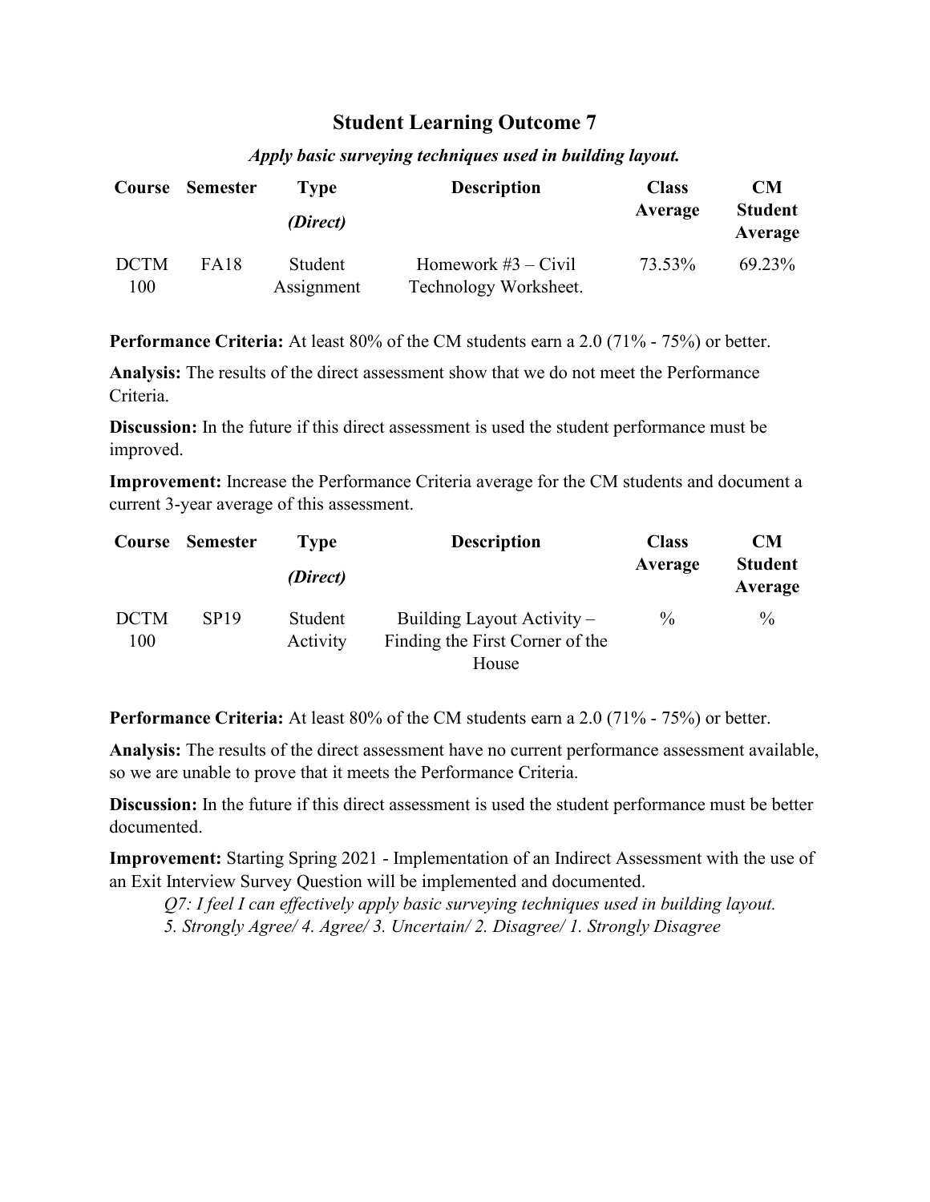## Student Learning Outcome 7

***Apply basic surveying techniques used in building layout.***

| Course | Semester | Type *(Direct)* | Description | Class Average | CM Student Average |
|---|---|---|---|---|---|
| DCTM 100 | FA18 | Student Assignment | Homework #3 – Civil Technology Worksheet. | 73.53% | 69.23% |

**Performance Criteria:** At least 80% of the CM students earn a 2.0 (71% - 75%) or better.

**Analysis:** The results of the direct assessment show that we do not meet the Performance Criteria.

**Discussion:** In the future if this direct assessment is used the student performance must be improved.

**Improvement:** Increase the Performance Criteria average for the CM students and document a current 3-year average of this assessment.

| Course | Semester | Type *(Direct)* | Description | Class Average | CM Student Average |
|---|---|---|---|---|---|
| DCTM 100 | SP19 | Student Activity | Building Layout Activity – Finding the First Corner of the House | % | % |

**Performance Criteria:** At least 80% of the CM students earn a 2.0 (71% - 75%) or better.

**Analysis:** The results of the direct assessment have no current performance assessment available, so we are unable to prove that it meets the Performance Criteria.

**Discussion:** In the future if this direct assessment is used the student performance must be better documented.

**Improvement:** Starting Spring 2021 - Implementation of an Indirect Assessment with the use of an Exit Interview Survey Question will be implemented and documented.

*Q7: I feel I can effectively apply basic surveying techniques used in building layout.*
*5. Strongly Agree/ 4. Agree/ 3. Uncertain/ 2. Disagree/ 1. Strongly Disagree*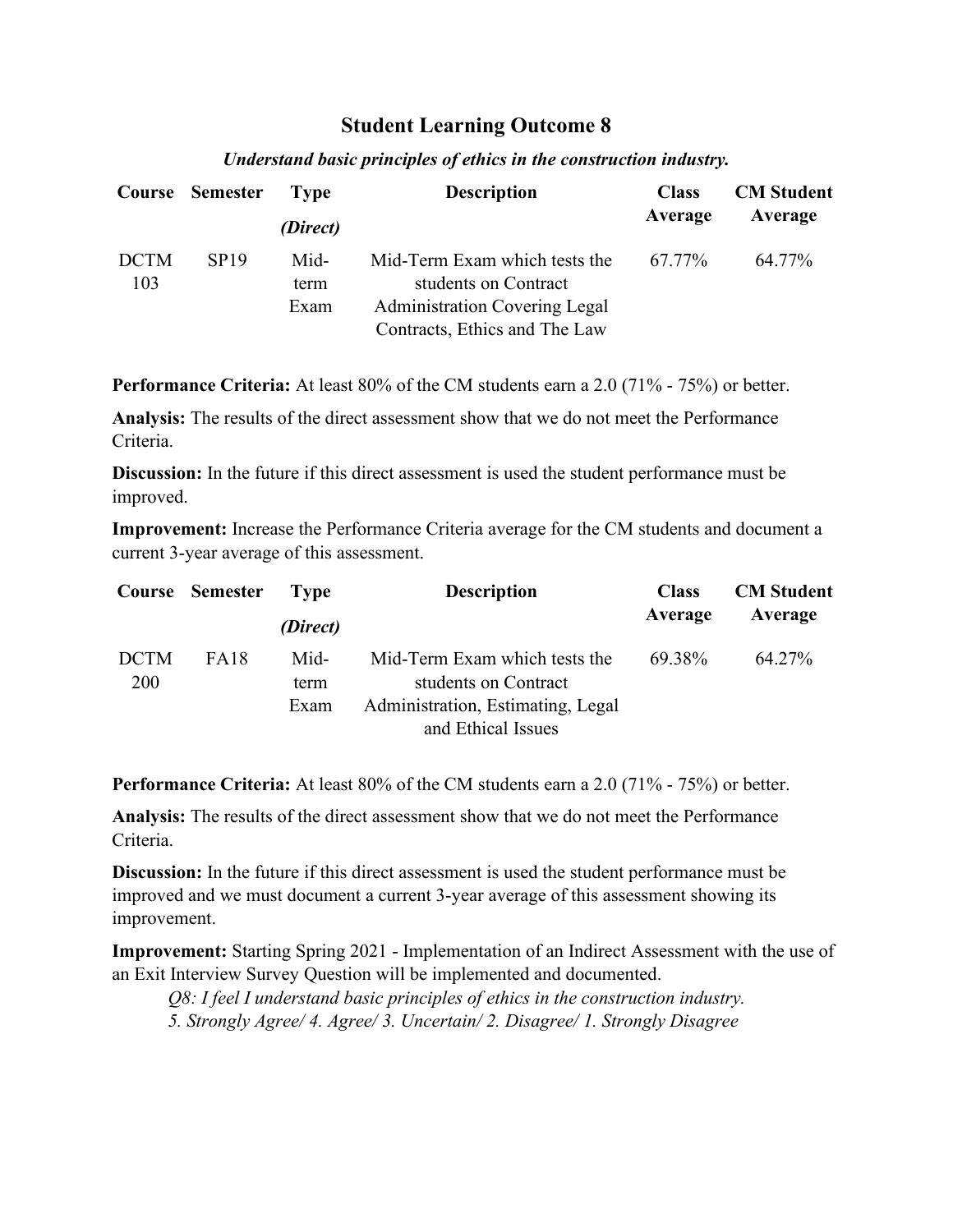## Student Learning Outcome 8

***Understand basic principles of ethics in the construction industry.***

| Course | Semester | Type *(Direct)* | Description | Class Average | CM Student Average |
|---|---|---|---|---|---|
| DCTM 103 | SP19 | Mid-term Exam | Mid-Term Exam which tests the students on Contract Administration Covering Legal Contracts, Ethics and The Law | 67.77% | 64.77% |

**Performance Criteria:** At least 80% of the CM students earn a 2.0 (71% - 75%) or better.

**Analysis:** The results of the direct assessment show that we do not meet the Performance Criteria.

**Discussion:** In the future if this direct assessment is used the student performance must be improved.

**Improvement:** Increase the Performance Criteria average for the CM students and document a current 3-year average of this assessment.

| Course | Semester | Type *(Direct)* | Description | Class Average | CM Student Average |
|---|---|---|---|---|---|
| DCTM 200 | FA18 | Mid-term Exam | Mid-Term Exam which tests the students on Contract Administration, Estimating, Legal and Ethical Issues | 69.38% | 64.27% |

**Performance Criteria:** At least 80% of the CM students earn a 2.0 (71% - 75%) or better.

**Analysis:** The results of the direct assessment show that we do not meet the Performance Criteria.

**Discussion:** In the future if this direct assessment is used the student performance must be improved and we must document a current 3-year average of this assessment showing its improvement.

**Improvement:** Starting Spring 2021 - Implementation of an Indirect Assessment with the use of an Exit Interview Survey Question will be implemented and documented.

*Q8: I feel I understand basic principles of ethics in the construction industry.*

*5. Strongly Agree/ 4. Agree/ 3. Uncertain/ 2. Disagree/ 1. Strongly Disagree*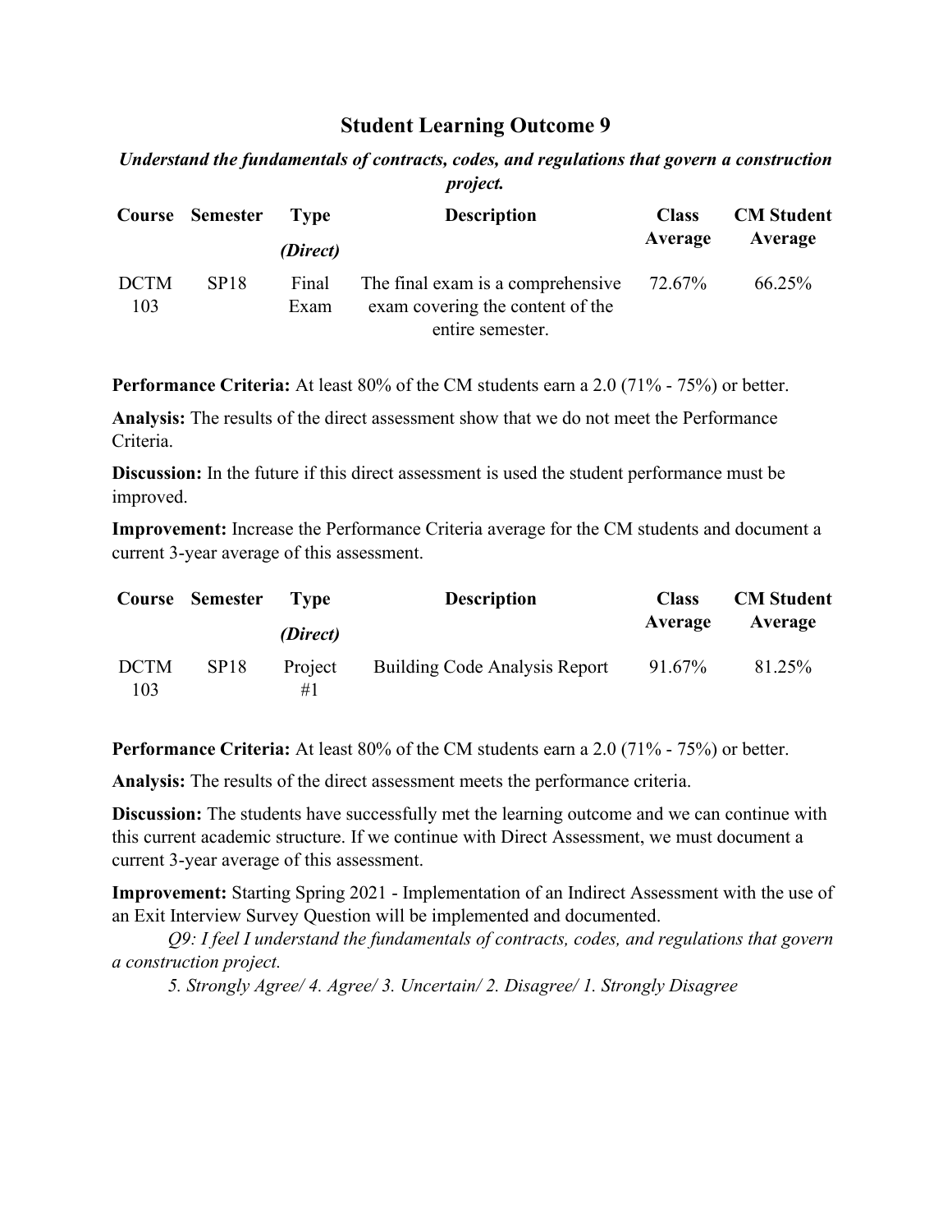## Student Learning Outcome 9

***Understand the fundamentals of contracts, codes, and regulations that govern a construction project.***

| Course | Semester | Type *(Direct)* | Description | Class Average | CM Student Average |
|---|---|---|---|---|---|
| DCTM 103 | SP18 | Final Exam | The final exam is a comprehensive exam covering the content of the entire semester. | 72.67% | 66.25% |

**Performance Criteria:** At least 80% of the CM students earn a 2.0 (71% - 75%) or better.

**Analysis:** The results of the direct assessment show that we do not meet the Performance Criteria.

**Discussion:** In the future if this direct assessment is used the student performance must be improved.

**Improvement:** Increase the Performance Criteria average for the CM students and document a current 3-year average of this assessment.

| Course | Semester | Type *(Direct)* | Description | Class Average | CM Student Average |
|---|---|---|---|---|---|
| DCTM 103 | SP18 | Project #1 | Building Code Analysis Report | 91.67% | 81.25% |

**Performance Criteria:** At least 80% of the CM students earn a 2.0 (71% - 75%) or better.

**Analysis:** The results of the direct assessment meets the performance criteria.

**Discussion:** The students have successfully met the learning outcome and we can continue with this current academic structure. If we continue with Direct Assessment, we must document a current 3-year average of this assessment.

**Improvement:** Starting Spring 2021 - Implementation of an Indirect Assessment with the use of an Exit Interview Survey Question will be implemented and documented.

*Q9: I feel I understand the fundamentals of contracts, codes, and regulations that govern a construction project.*

*5. Strongly Agree/ 4. Agree/ 3. Uncertain/ 2. Disagree/ 1. Strongly Disagree*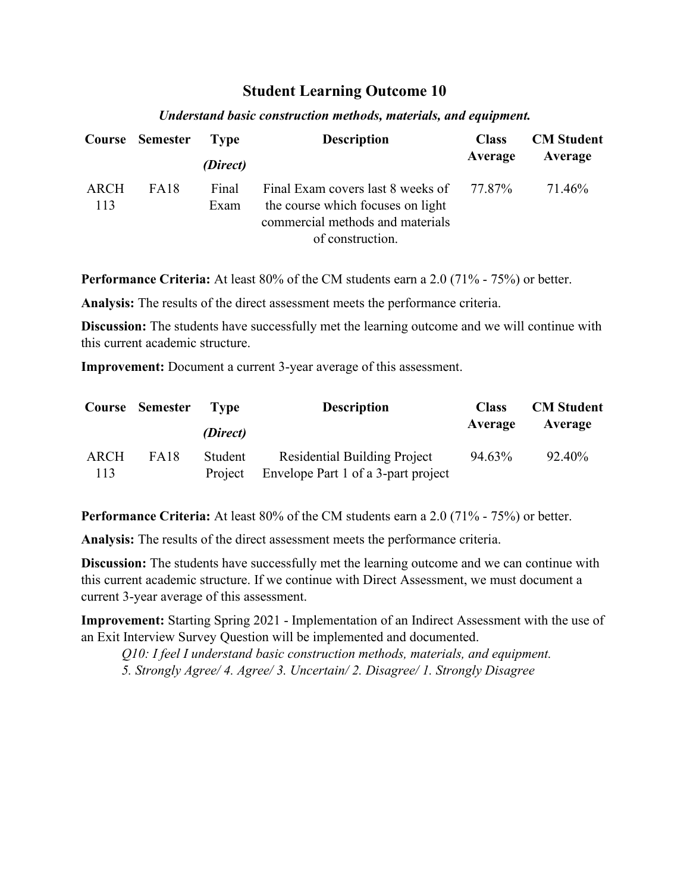## Student Learning Outcome 10

***Understand basic construction methods, materials, and equipment.***

| Course | Semester | Type *(Direct)* | Description | Class Average | CM Student Average |
|---|---|---|---|---|---|
| ARCH 113 | FA18 | Final Exam | Final Exam covers last 8 weeks of the course which focuses on light commercial methods and materials of construction. | 77.87% | 71.46% |

**Performance Criteria:** At least 80% of the CM students earn a 2.0 (71% - 75%) or better.

**Analysis:** The results of the direct assessment meets the performance criteria.

**Discussion:** The students have successfully met the learning outcome and we will continue with this current academic structure.

**Improvement:** Document a current 3-year average of this assessment.

| Course | Semester | Type *(Direct)* | Description | Class Average | CM Student Average |
|---|---|---|---|---|---|
| ARCH 113 | FA18 | Student Project | Residential Building Project Envelope Part 1 of a 3-part project | 94.63% | 92.40% |

**Performance Criteria:** At least 80% of the CM students earn a 2.0 (71% - 75%) or better.

**Analysis:** The results of the direct assessment meets the performance criteria.

**Discussion:** The students have successfully met the learning outcome and we can continue with this current academic structure. If we continue with Direct Assessment, we must document a current 3-year average of this assessment.

**Improvement:** Starting Spring 2021 - Implementation of an Indirect Assessment with the use of an Exit Interview Survey Question will be implemented and documented.

> *Q10: I feel I understand basic construction methods, materials, and equipment.*
>
> *5. Strongly Agree/ 4. Agree/ 3. Uncertain/ 2. Disagree/ 1. Strongly Disagree*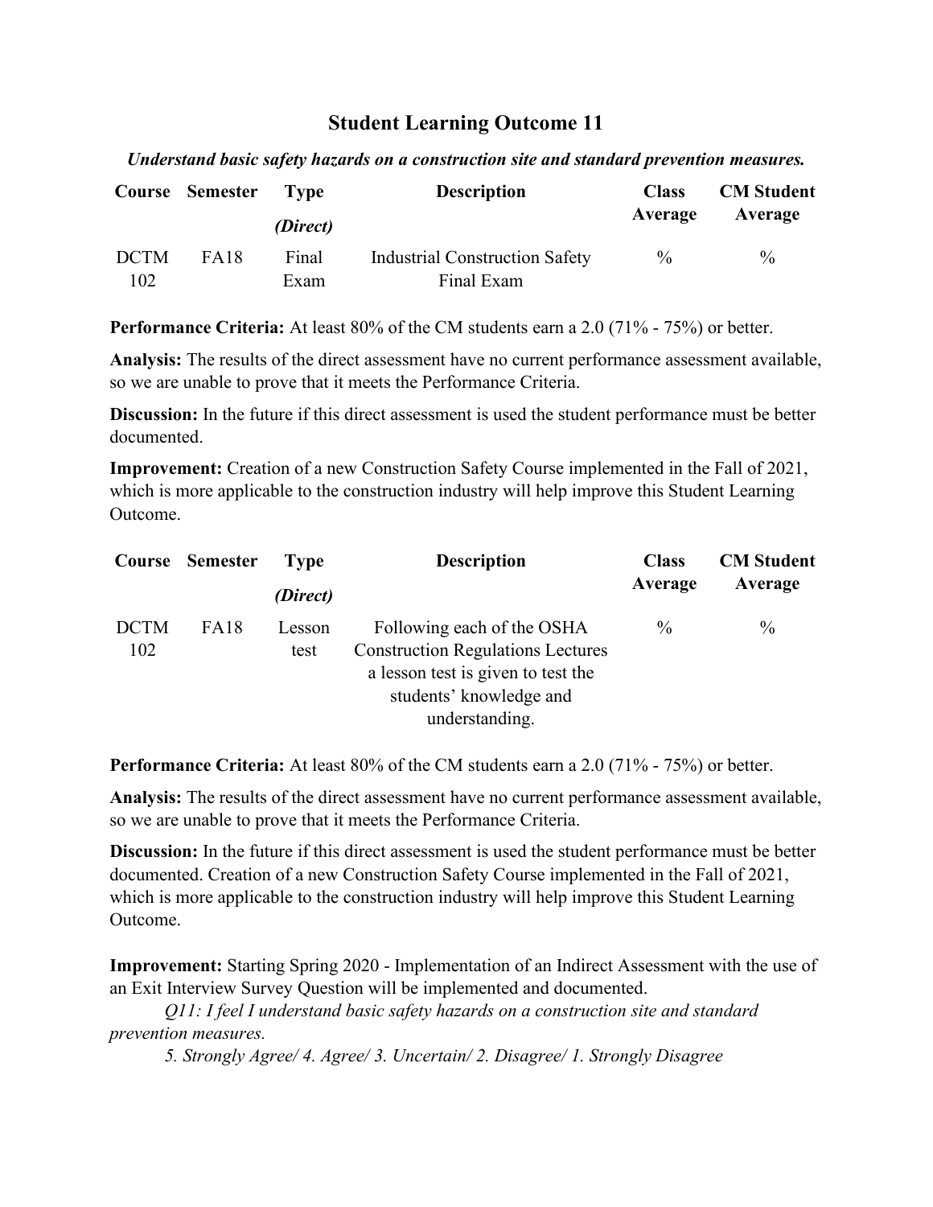## Student Learning Outcome 11

***Understand basic safety hazards on a construction site and standard prevention measures.***

| Course | Semester | Type *(Direct)* | Description | Class Average | CM Student Average |
|---|---|---|---|---|---|
| DCTM 102 | FA18 | Final Exam | Industrial Construction Safety Final Exam | % | % |

**Performance Criteria:** At least 80% of the CM students earn a 2.0 (71% - 75%) or better.

**Analysis:** The results of the direct assessment have no current performance assessment available, so we are unable to prove that it meets the Performance Criteria.

**Discussion:** In the future if this direct assessment is used the student performance must be better documented.

**Improvement:** Creation of a new Construction Safety Course implemented in the Fall of 2021, which is more applicable to the construction industry will help improve this Student Learning Outcome.

| Course | Semester | Type *(Direct)* | Description | Class Average | CM Student Average |
|---|---|---|---|---|---|
| DCTM 102 | FA18 | Lesson test | Following each of the OSHA Construction Regulations Lectures a lesson test is given to test the students' knowledge and understanding. | % | % |

**Performance Criteria:** At least 80% of the CM students earn a 2.0 (71% - 75%) or better.

**Analysis:** The results of the direct assessment have no current performance assessment available, so we are unable to prove that it meets the Performance Criteria.

**Discussion:** In the future if this direct assessment is used the student performance must be better documented. Creation of a new Construction Safety Course implemented in the Fall of 2021, which is more applicable to the construction industry will help improve this Student Learning Outcome.

**Improvement:** Starting Spring 2020 - Implementation of an Indirect Assessment with the use of an Exit Interview Survey Question will be implemented and documented.

*Q11: I feel I understand basic safety hazards on a construction site and standard prevention measures.*

*5. Strongly Agree/ 4. Agree/ 3. Uncertain/ 2. Disagree/ 1. Strongly Disagree*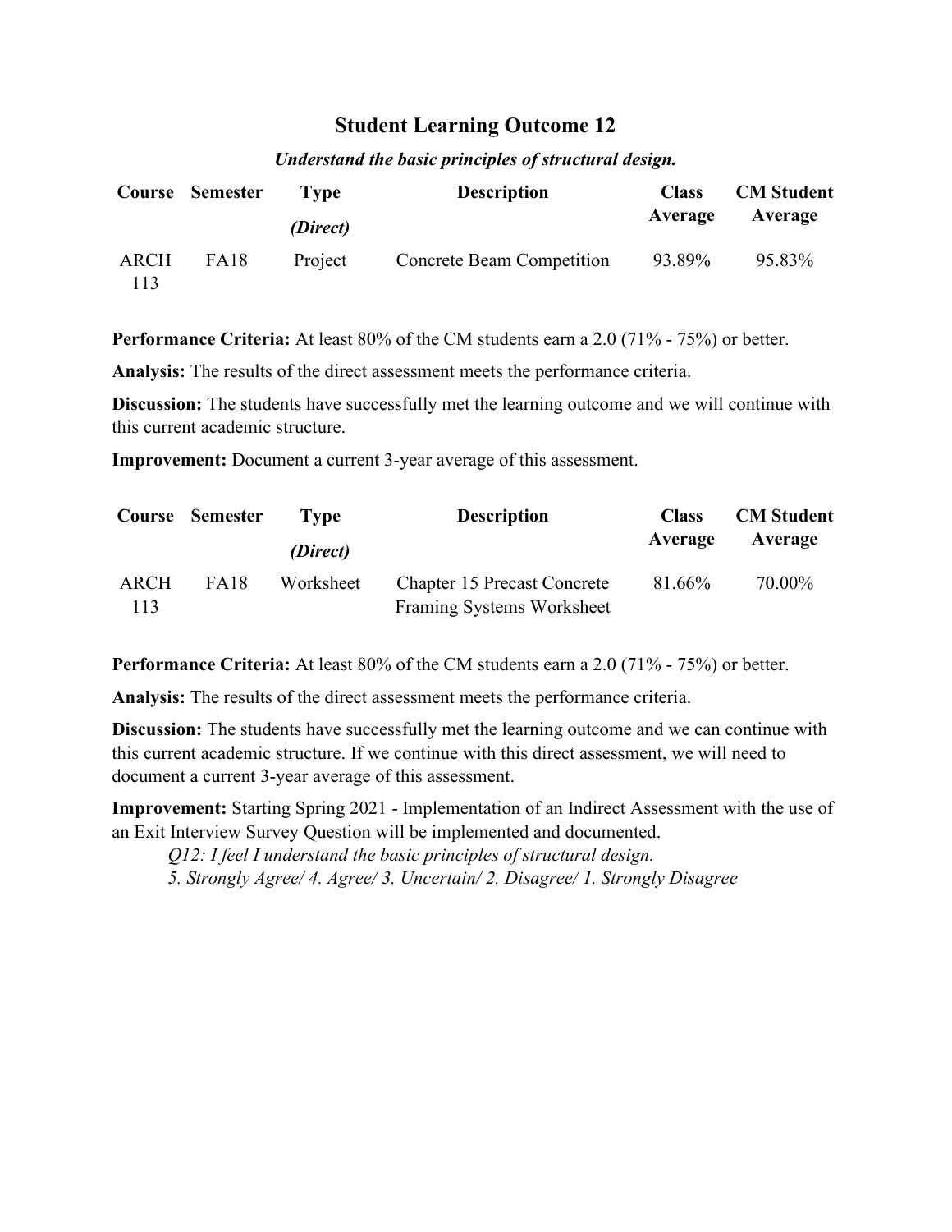## Student Learning Outcome 12

***Understand the basic principles of structural design.***

| Course | Semester | Type *(Direct)* | Description | Class Average | CM Student Average |
|---|---|---|---|---|---|
| ARCH 113 | FA18 | Project | Concrete Beam Competition | 93.89% | 95.83% |

**Performance Criteria:** At least 80% of the CM students earn a 2.0 (71% - 75%) or better.

**Analysis:** The results of the direct assessment meets the performance criteria.

**Discussion:** The students have successfully met the learning outcome and we will continue with this current academic structure.

**Improvement:** Document a current 3-year average of this assessment.

| Course | Semester | Type *(Direct)* | Description | Class Average | CM Student Average |
|---|---|---|---|---|---|
| ARCH 113 | FA18 | Worksheet | Chapter 15 Precast Concrete Framing Systems Worksheet | 81.66% | 70.00% |

**Performance Criteria:** At least 80% of the CM students earn a 2.0 (71% - 75%) or better.

**Analysis:** The results of the direct assessment meets the performance criteria.

**Discussion:** The students have successfully met the learning outcome and we can continue with this current academic structure. If we continue with this direct assessment, we will need to document a current 3-year average of this assessment.

**Improvement:** Starting Spring 2021 - Implementation of an Indirect Assessment with the use of an Exit Interview Survey Question will be implemented and documented.

*Q12: I feel I understand the basic principles of structural design.*

*5. Strongly Agree/ 4. Agree/ 3. Uncertain/ 2. Disagree/ 1. Strongly Disagree*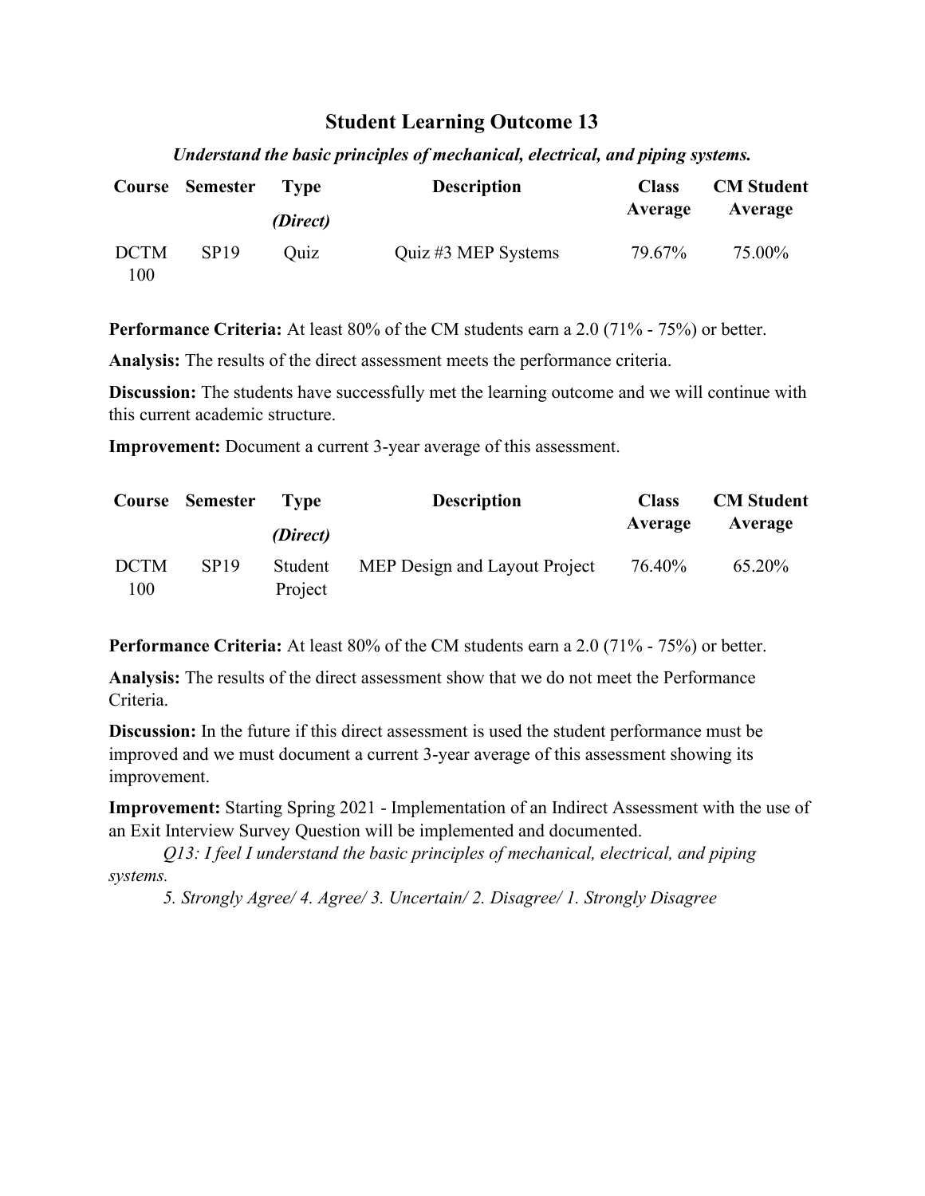## Student Learning Outcome 13

***Understand the basic principles of mechanical, electrical, and piping systems.***

| Course | Semester | Type *(Direct)* | Description | Class Average | CM Student Average |
|---|---|---|---|---|---|
| DCTM 100 | SP19 | Quiz | Quiz #3 MEP Systems | 79.67% | 75.00% |

**Performance Criteria:** At least 80% of the CM students earn a 2.0 (71% - 75%) or better.

**Analysis:** The results of the direct assessment meets the performance criteria.

**Discussion:** The students have successfully met the learning outcome and we will continue with this current academic structure.

**Improvement:** Document a current 3-year average of this assessment.

| Course | Semester | Type *(Direct)* | Description | Class Average | CM Student Average |
|---|---|---|---|---|---|
| DCTM 100 | SP19 | Student Project | MEP Design and Layout Project | 76.40% | 65.20% |

**Performance Criteria:** At least 80% of the CM students earn a 2.0 (71% - 75%) or better.

**Analysis:** The results of the direct assessment show that we do not meet the Performance Criteria.

**Discussion:** In the future if this direct assessment is used the student performance must be improved and we must document a current 3-year average of this assessment showing its improvement.

**Improvement:** Starting Spring 2021 - Implementation of an Indirect Assessment with the use of an Exit Interview Survey Question will be implemented and documented.

*Q13: I feel I understand the basic principles of mechanical, electrical, and piping systems.*

*5. Strongly Agree/ 4. Agree/ 3. Uncertain/ 2. Disagree/ 1. Strongly Disagree*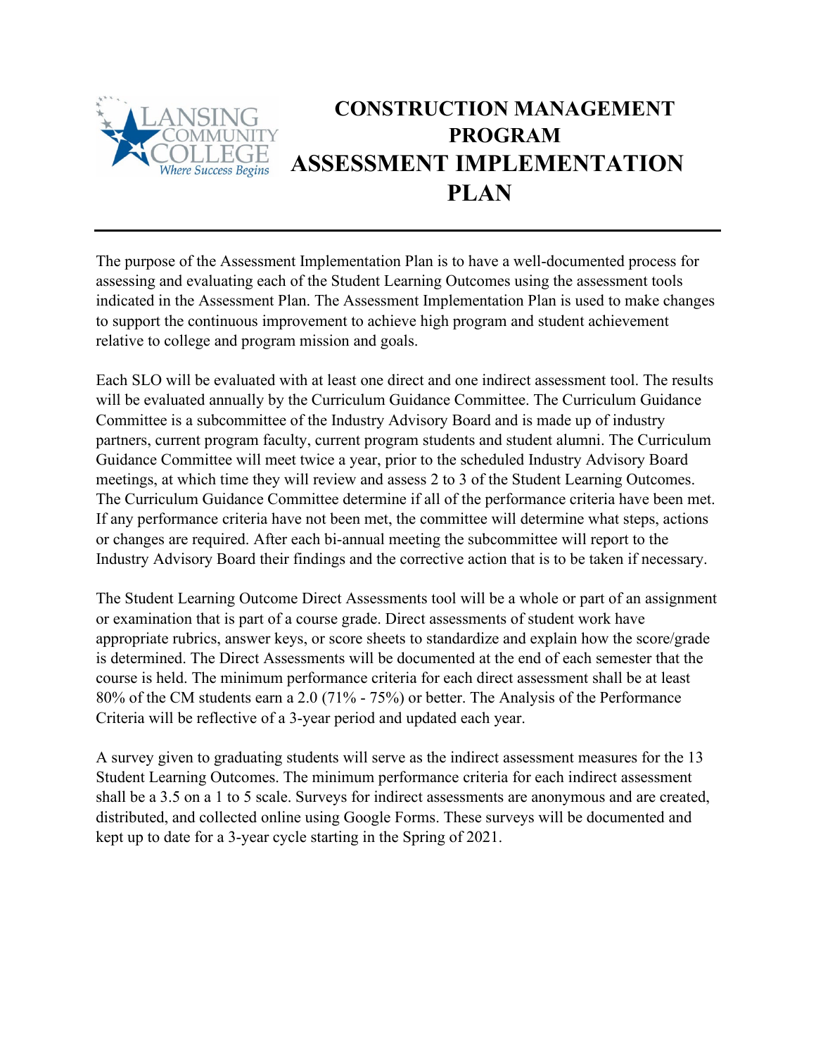# CONSTRUCTION MANAGEMENT PROGRAM ASSESSMENT IMPLEMENTATION PLAN

The purpose of the Assessment Implementation Plan is to have a well-documented process for assessing and evaluating each of the Student Learning Outcomes using the assessment tools indicated in the Assessment Plan. The Assessment Implementation Plan is used to make changes to support the continuous improvement to achieve high program and student achievement relative to college and program mission and goals.

Each SLO will be evaluated with at least one direct and one indirect assessment tool. The results will be evaluated annually by the Curriculum Guidance Committee. The Curriculum Guidance Committee is a subcommittee of the Industry Advisory Board and is made up of industry partners, current program faculty, current program students and student alumni. The Curriculum Guidance Committee will meet twice a year, prior to the scheduled Industry Advisory Board meetings, at which time they will review and assess 2 to 3 of the Student Learning Outcomes. The Curriculum Guidance Committee determine if all of the performance criteria have been met. If any performance criteria have not been met, the committee will determine what steps, actions or changes are required. After each bi-annual meeting the subcommittee will report to the Industry Advisory Board their findings and the corrective action that is to be taken if necessary.

The Student Learning Outcome Direct Assessments tool will be a whole or part of an assignment or examination that is part of a course grade. Direct assessments of student work have appropriate rubrics, answer keys, or score sheets to standardize and explain how the score/grade is determined. The Direct Assessments will be documented at the end of each semester that the course is held. The minimum performance criteria for each direct assessment shall be at least 80% of the CM students earn a 2.0 (71% - 75%) or better. The Analysis of the Performance Criteria will be reflective of a 3-year period and updated each year.

A survey given to graduating students will serve as the indirect assessment measures for the 13 Student Learning Outcomes. The minimum performance criteria for each indirect assessment shall be a 3.5 on a 1 to 5 scale. Surveys for indirect assessments are anonymous and are created, distributed, and collected online using Google Forms. These surveys will be documented and kept up to date for a 3-year cycle starting in the Spring of 2021.